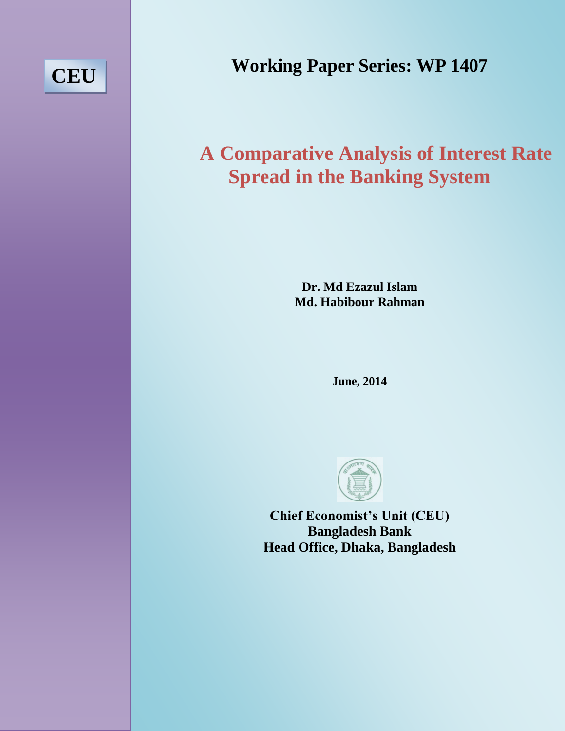CEU

**Working Paper Series: WP 1407**

# A Comparative Analysis of Interest Rate Spread in the Banking System

**Dr. Md Ezazul Islam**
**Md. Habibour Rahman**

**June, 2014**

**Chief Economist's Unit (CEU)**
**Bangladesh Bank**
**Head Office, Dhaka, Bangladesh**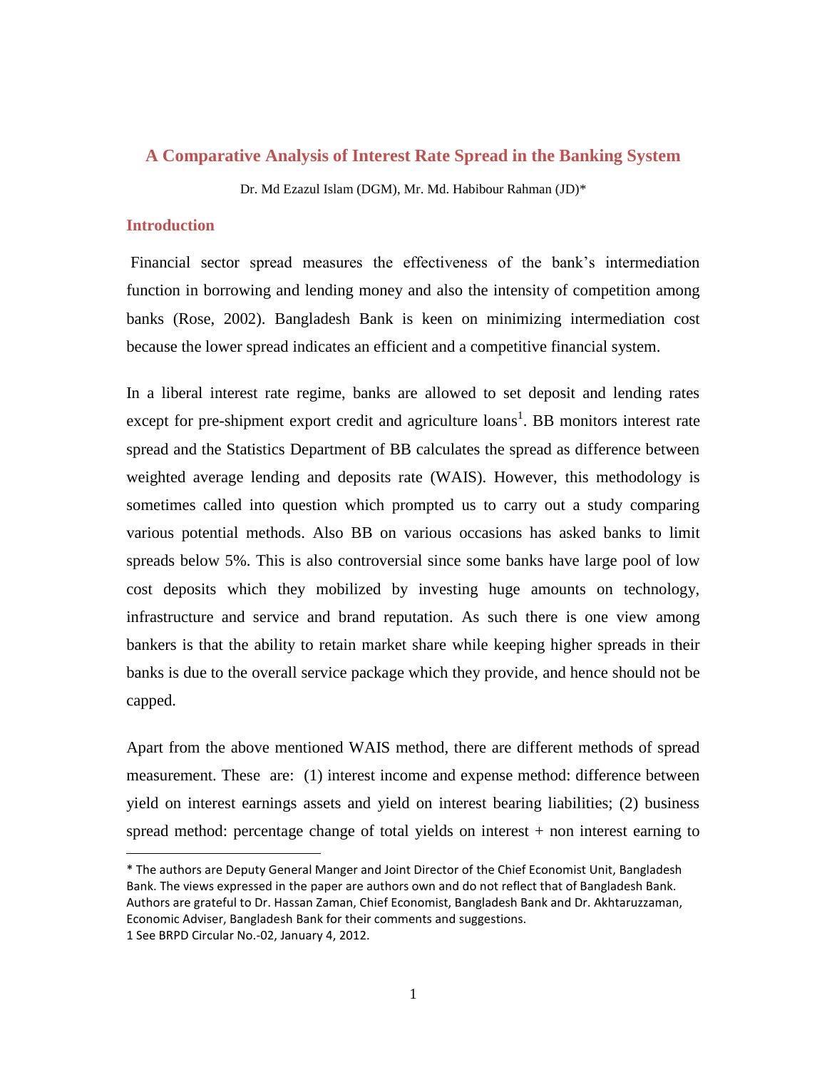## A Comparative Analysis of Interest Rate Spread in the Banking System

Dr. Md Ezazul Islam (DGM), Mr. Md. Habibour Rahman (JD)*

### Introduction

Financial sector spread measures the effectiveness of the bank's intermediation function in borrowing and lending money and also the intensity of competition among banks (Rose, 2002). Bangladesh Bank is keen on minimizing intermediation cost because the lower spread indicates an efficient and a competitive financial system.

In a liberal interest rate regime, banks are allowed to set deposit and lending rates except for pre-shipment export credit and agriculture loans[1]. BB monitors interest rate spread and the Statistics Department of BB calculates the spread as difference between weighted average lending and deposits rate (WAIS). However, this methodology is sometimes called into question which prompted us to carry out a study comparing various potential methods. Also BB on various occasions has asked banks to limit spreads below 5%. This is also controversial since some banks have large pool of low cost deposits which they mobilized by investing huge amounts on technology, infrastructure and service and brand reputation. As such there is one view among bankers is that the ability to retain market share while keeping higher spreads in their banks is due to the overall service package which they provide, and hence should not be capped.

Apart from the above mentioned WAIS method, there are different methods of spread measurement. These are: (1) interest income and expense method: difference between yield on interest earnings assets and yield on interest bearing liabilities; (2) business spread method: percentage change of total yields on interest + non interest earning to

---

* The authors are Deputy General Manger and Joint Director of the Chief Economist Unit, Bangladesh Bank. The views expressed in the paper are authors own and do not reflect that of Bangladesh Bank. Authors are grateful to Dr. Hassan Zaman, Chief Economist, Bangladesh Bank and Dr. Akhtaruzzaman, Economic Adviser, Bangladesh Bank for their comments and suggestions.

1 See BRPD Circular No.-02, January 4, 2012.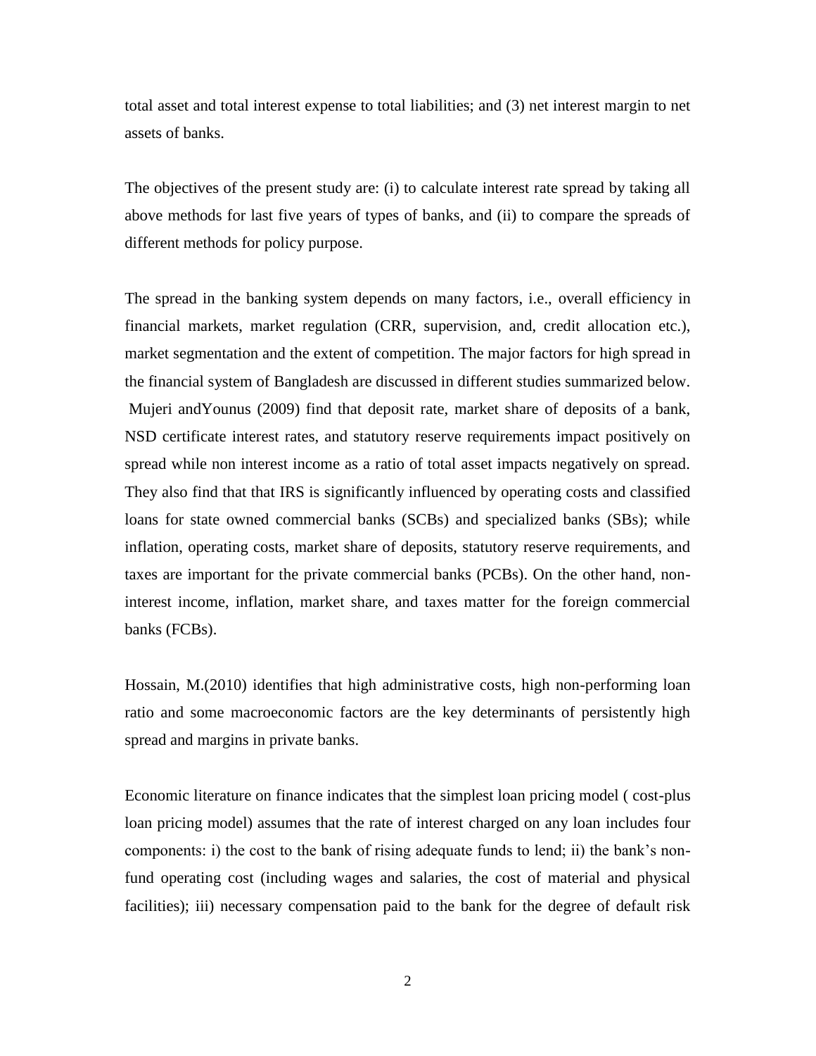total asset and total interest expense to total liabilities; and (3) net interest margin to net assets of banks.

The objectives of the present study are: (i) to calculate interest rate spread by taking all above methods for last five years of types of banks, and (ii) to compare the spreads of different methods for policy purpose.

The spread in the banking system depends on many factors, i.e., overall efficiency in financial markets, market regulation (CRR, supervision, and, credit allocation etc.), market segmentation and the extent of competition. The major factors for high spread in the financial system of Bangladesh are discussed in different studies summarized below. Mujeri andYounus (2009) find that deposit rate, market share of deposits of a bank, NSD certificate interest rates, and statutory reserve requirements impact positively on spread while non interest income as a ratio of total asset impacts negatively on spread. They also find that that IRS is significantly influenced by operating costs and classified loans for state owned commercial banks (SCBs) and specialized banks (SBs); while inflation, operating costs, market share of deposits, statutory reserve requirements, and taxes are important for the private commercial banks (PCBs). On the other hand, non-interest income, inflation, market share, and taxes matter for the foreign commercial banks (FCBs).

Hossain, M.(2010) identifies that high administrative costs, high non-performing loan ratio and some macroeconomic factors are the key determinants of persistently high spread and margins in private banks.

Economic literature on finance indicates that the simplest loan pricing model ( cost-plus loan pricing model) assumes that the rate of interest charged on any loan includes four components: i) the cost to the bank of rising adequate funds to lend; ii) the bank's non-fund operating cost (including wages and salaries, the cost of material and physical facilities); iii) necessary compensation paid to the bank for the degree of default risk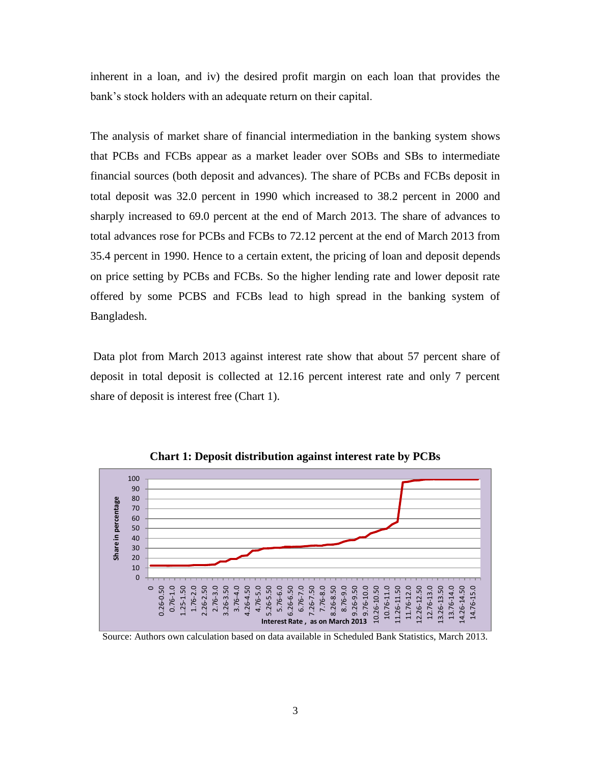inherent in a loan, and iv) the desired profit margin on each loan that provides the bank's stock holders with an adequate return on their capital.

The analysis of market share of financial intermediation in the banking system shows that PCBs and FCBs appear as a market leader over SOBs and SBs to intermediate financial sources (both deposit and advances). The share of PCBs and FCBs deposit in total deposit was 32.0 percent in 1990 which increased to 38.2 percent in 2000 and sharply increased to 69.0 percent at the end of March 2013. The share of advances to total advances rose for PCBs and FCBs to 72.12 percent at the end of March 2013 from 35.4 percent in 1990. Hence to a certain extent, the pricing of loan and deposit depends on price setting by PCBs and FCBs. So the higher lending rate and lower deposit rate offered by some PCBS and FCBs lead to high spread in the banking system of Bangladesh.

Data plot from March 2013 against interest rate show that about 57 percent share of deposit in total deposit is collected at 12.16 percent interest rate and only 7 percent share of deposit is interest free (Chart 1).

**Chart 1: Deposit distribution against interest rate by PCBs**

Source: Authors own calculation based on data available in Scheduled Bank Statistics, March 2013.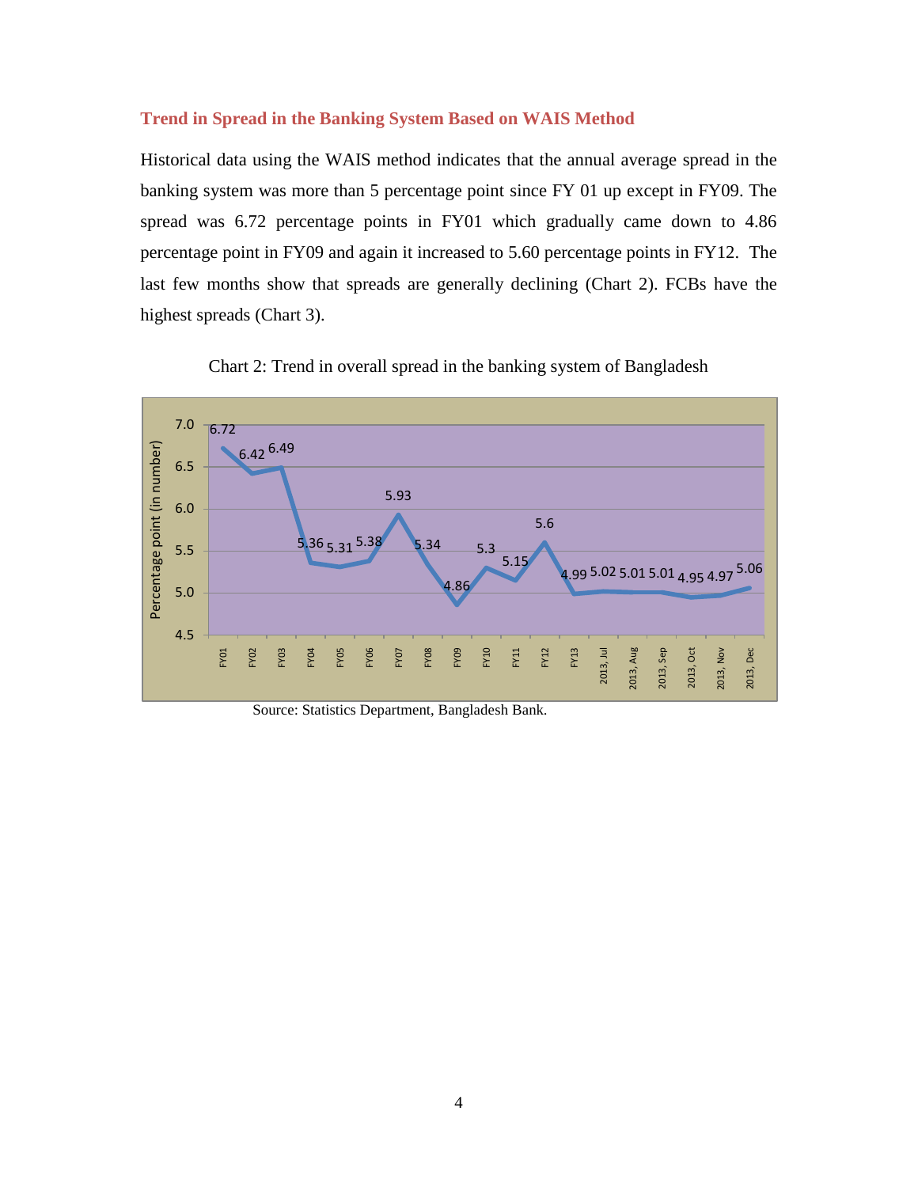### Trend in Spread in the Banking System Based on WAIS Method

Historical data using the WAIS method indicates that the annual average spread in the banking system was more than 5 percentage point since FY 01 up except in FY09. The spread was 6.72 percentage points in FY01 which gradually came down to 4.86 percentage point in FY09 and again it increased to 5.60 percentage points in FY12. The last few months show that spreads are generally declining (Chart 2). FCBs have the highest spreads (Chart 3).

Chart 2: Trend in overall spread in the banking system of Bangladesh

| Period | Percentage point (in number) |
|---|---|
| FY01 | 6.72 |
| FY02 | 6.42 |
| FY03 | 6.49 |
| FY04 | 5.36 |
| FY05 | 5.31 |
| FY06 | 5.38 |
| FY07 | 5.93 |
| FY08 | 5.34 |
| FY09 | 4.86 |
| FY10 | 5.3 |
| FY11 | 5.15 |
| FY12 | 5.6 |
| FY13 | 4.99 |
| 2013, Jul | 5.02 |
| 2013, Aug | 5.01 |
| 2013, Sep | 5.01 |
| 2013, Oct | 4.95 |
| 2013, Nov | 4.97 |
| 2013, Dec | 5.06 |

Source: Statistics Department, Bangladesh Bank.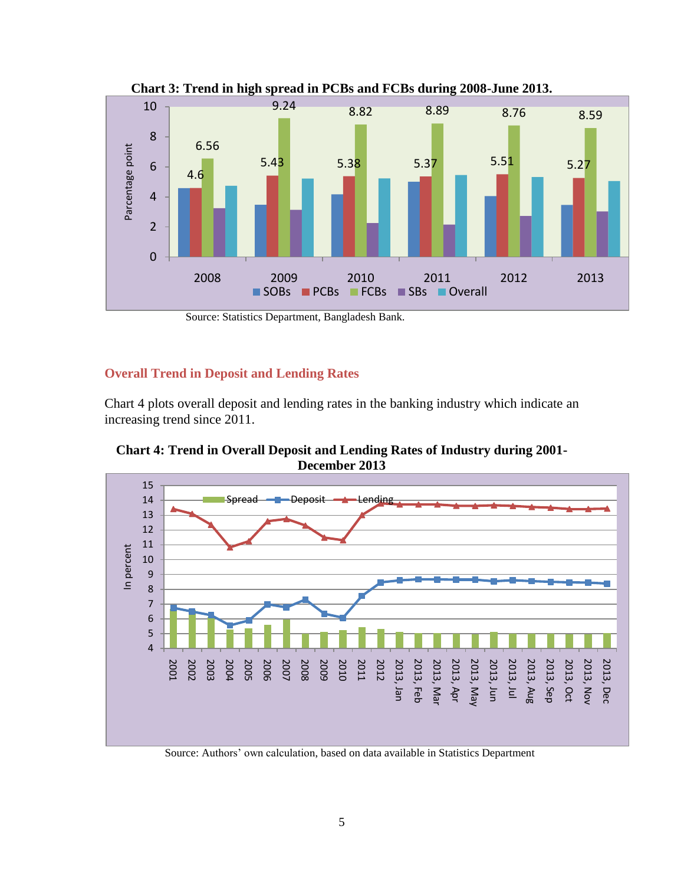**Chart 3: Trend in high spread in PCBs and FCBs during 2008-June 2013.**

Source: Statistics Department, Bangladesh Bank.

## Overall Trend in Deposit and Lending Rates

Chart 4 plots overall deposit and lending rates in the banking industry which indicate an increasing trend since 2011.

**Chart 4: Trend in Overall Deposit and Lending Rates of Industry during 2001-December 2013**

Source: Authors' own calculation, based on data available in Statistics Department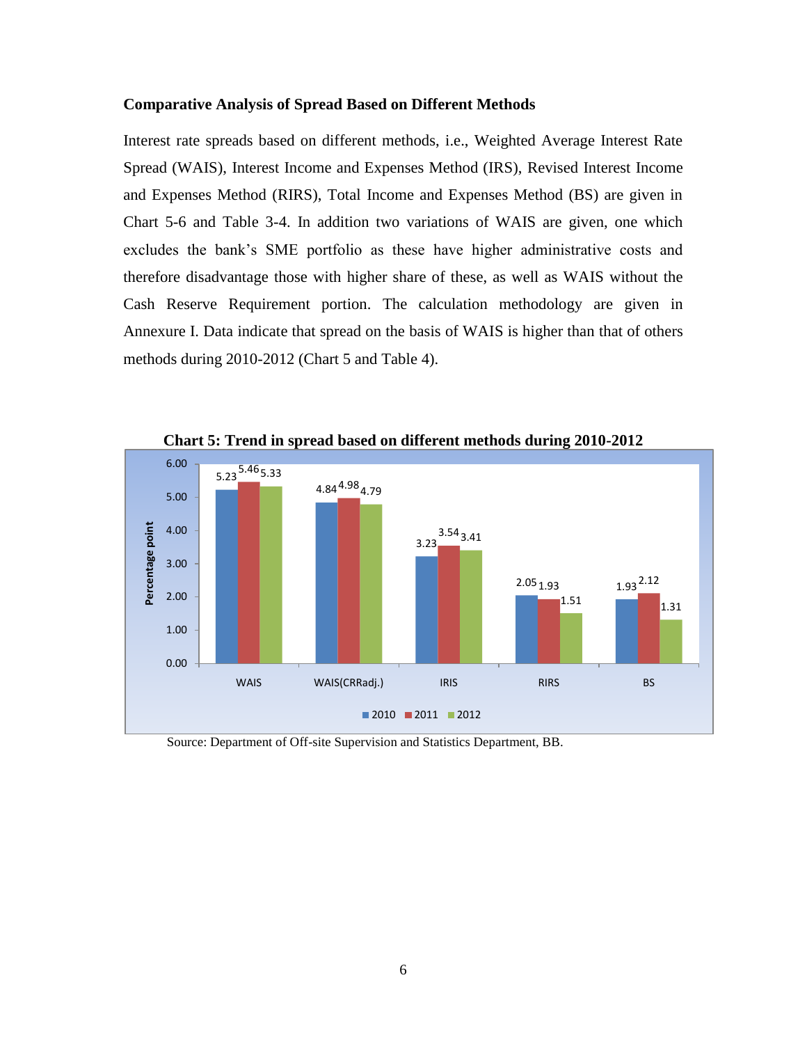**Comparative Analysis of Spread Based on Different Methods**

Interest rate spreads based on different methods, i.e., Weighted Average Interest Rate Spread (WAIS), Interest Income and Expenses Method (IRS), Revised Interest Income and Expenses Method (RIRS), Total Income and Expenses Method (BS) are given in Chart 5-6 and Table 3-4. In addition two variations of WAIS are given, one which excludes the bank's SME portfolio as these have higher administrative costs and therefore disadvantage those with higher share of these, as well as WAIS without the Cash Reserve Requirement portion. The calculation methodology are given in Annexure I. Data indicate that spread on the basis of WAIS is higher than that of others methods during 2010-2012 (Chart 5 and Table 4).

**Chart 5: Trend in spread based on different methods during 2010-2012**

| Method | 2010 | 2011 | 2012 |
|---|---|---|---|
| WAIS | 5.23 | 5.46 | 5.33 |
| WAIS(CRRadj.) | 4.84 | 4.98 | 4.79 |
| IRIS | 3.23 | 3.54 | 3.41 |
| RIRS | 2.05 | 1.93 | 1.51 |
| BS | 1.93 | 2.12 | 1.31 |

Percentage point

Source: Department of Off-site Supervision and Statistics Department, BB.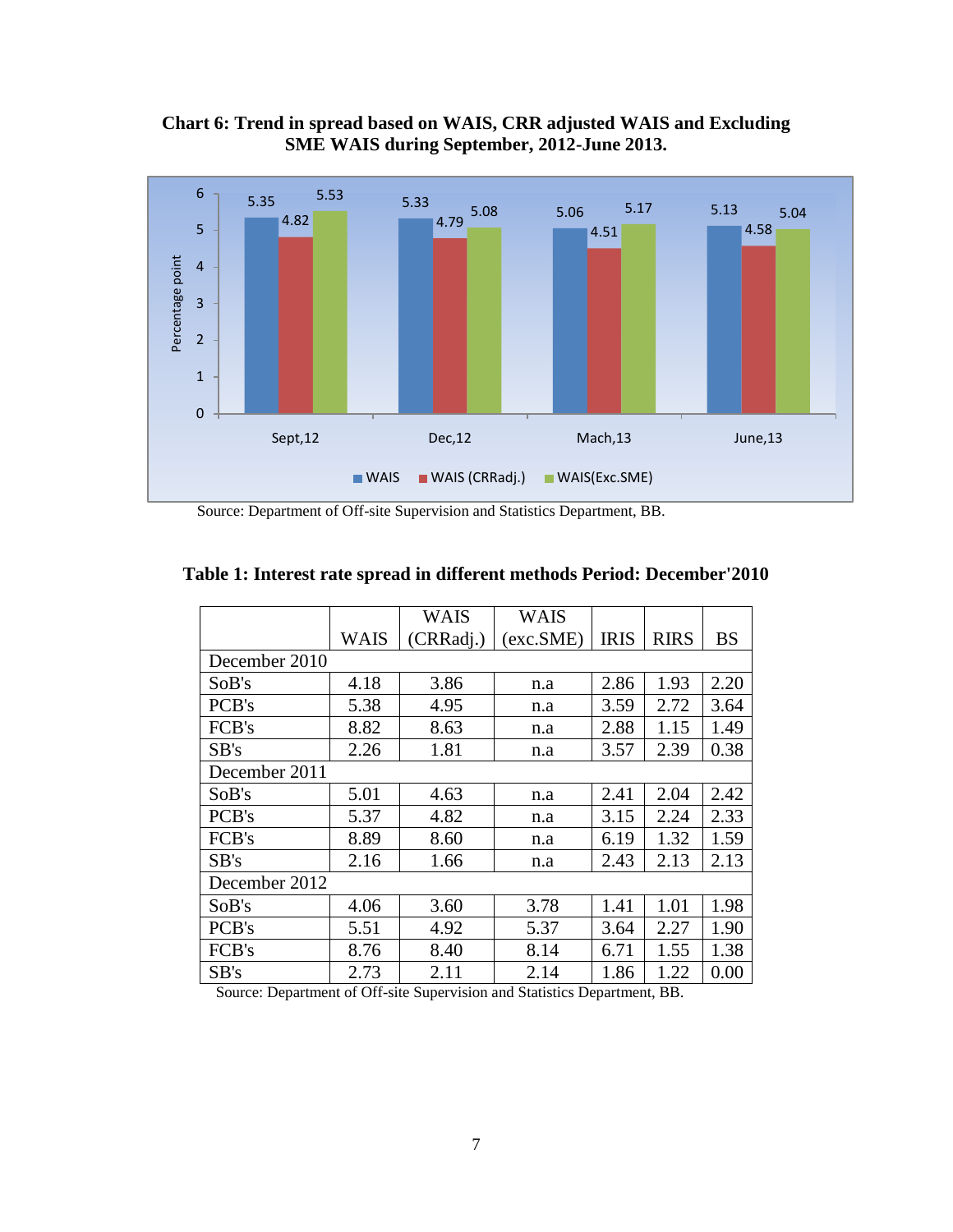**Chart 6: Trend in spread based on WAIS, CRR adjusted WAIS and Excluding SME WAIS during September, 2012-June 2013.**

| | WAIS | WAIS (CRRadj.) | WAIS(Exc.SME) |
|---|---|---|---|
| Sept,12 | 5.35 | 4.82 | 5.53 |
| Dec,12 | 5.33 | 4.79 | 5.08 |
| Mach,13 | 5.06 | 4.51 | 5.17 |
| June,13 | 5.13 | 4.58 | 5.04 |

Source: Department of Off-site Supervision and Statistics Department, BB.

**Table 1: Interest rate spread in different methods Period: December'2010**

| | WAIS | WAIS (CRRadj.) | WAIS (exc.SME) | IRIS | RIRS | BS |
|---|---|---|---|---|---|---|
| December 2010 | | | | | | |
| SoB's | 4.18 | 3.86 | n.a | 2.86 | 1.93 | 2.20 |
| PCB's | 5.38 | 4.95 | n.a | 3.59 | 2.72 | 3.64 |
| FCB's | 8.82 | 8.63 | n.a | 2.88 | 1.15 | 1.49 |
| SB's | 2.26 | 1.81 | n.a | 3.57 | 2.39 | 0.38 |
| December 2011 | | | | | | |
| SoB's | 5.01 | 4.63 | n.a | 2.41 | 2.04 | 2.42 |
| PCB's | 5.37 | 4.82 | n.a | 3.15 | 2.24 | 2.33 |
| FCB's | 8.89 | 8.60 | n.a | 6.19 | 1.32 | 1.59 |
| SB's | 2.16 | 1.66 | n.a | 2.43 | 2.13 | 2.13 |
| December 2012 | | | | | | |
| SoB's | 4.06 | 3.60 | 3.78 | 1.41 | 1.01 | 1.98 |
| PCB's | 5.51 | 4.92 | 5.37 | 3.64 | 2.27 | 1.90 |
| FCB's | 8.76 | 8.40 | 8.14 | 6.71 | 1.55 | 1.38 |
| SB's | 2.73 | 2.11 | 2.14 | 1.86 | 1.22 | 0.00 |

Source: Department of Off-site Supervision and Statistics Department, BB.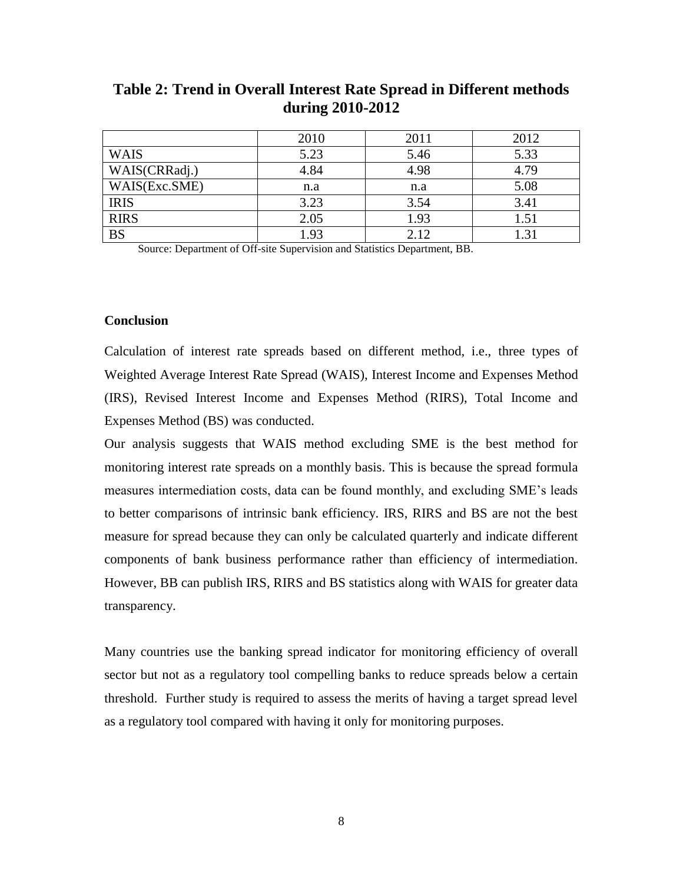**Table 2: Trend in Overall Interest Rate Spread in Different methods during 2010-2012**

| | 2010 | 2011 | 2012 |
|---|---|---|---|
| WAIS | 5.23 | 5.46 | 5.33 |
| WAIS(CRRadj.) | 4.84 | 4.98 | 4.79 |
| WAIS(Exc.SME) | n.a | n.a | 5.08 |
| IRIS | 3.23 | 3.54 | 3.41 |
| RIRS | 2.05 | 1.93 | 1.51 |
| BS | 1.93 | 2.12 | 1.31 |

Source: Department of Off-site Supervision and Statistics Department, BB.

**Conclusion**

Calculation of interest rate spreads based on different method, i.e., three types of Weighted Average Interest Rate Spread (WAIS), Interest Income and Expenses Method (IRS), Revised Interest Income and Expenses Method (RIRS), Total Income and Expenses Method (BS) was conducted.

Our analysis suggests that WAIS method excluding SME is the best method for monitoring interest rate spreads on a monthly basis. This is because the spread formula measures intermediation costs, data can be found monthly, and excluding SME's leads to better comparisons of intrinsic bank efficiency. IRS, RIRS and BS are not the best measure for spread because they can only be calculated quarterly and indicate different components of bank business performance rather than efficiency of intermediation. However, BB can publish IRS, RIRS and BS statistics along with WAIS for greater data transparency.

Many countries use the banking spread indicator for monitoring efficiency of overall sector but not as a regulatory tool compelling banks to reduce spreads below a certain threshold. Further study is required to assess the merits of having a target spread level as a regulatory tool compared with having it only for monitoring purposes.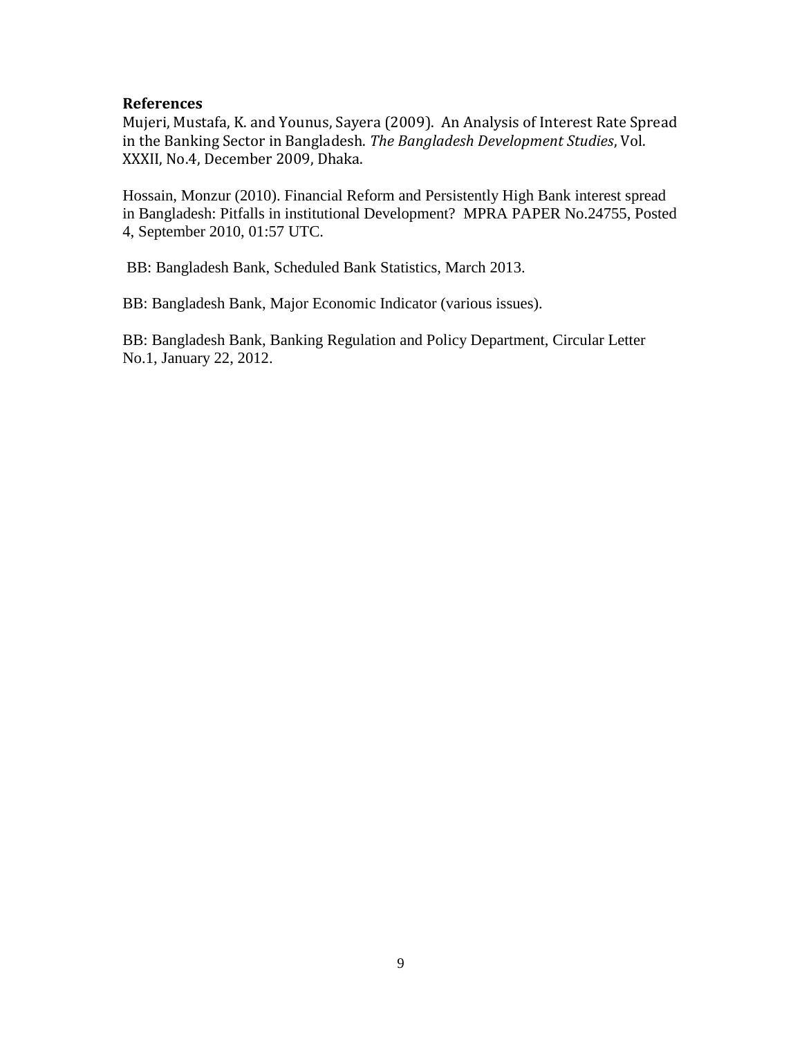## References

Mujeri, Mustafa, K. and Younus, Sayera (2009). An Analysis of Interest Rate Spread in the Banking Sector in Bangladesh. *The Bangladesh Development Studies*, Vol. XXXII, No.4, December 2009, Dhaka.

Hossain, Monzur (2010). Financial Reform and Persistently High Bank interest spread in Bangladesh: Pitfalls in institutional Development? MPRA PAPER No.24755, Posted 4, September 2010, 01:57 UTC.

BB: Bangladesh Bank, Scheduled Bank Statistics, March 2013.

BB: Bangladesh Bank, Major Economic Indicator (various issues).

BB: Bangladesh Bank, Banking Regulation and Policy Department, Circular Letter No.1, January 22, 2012.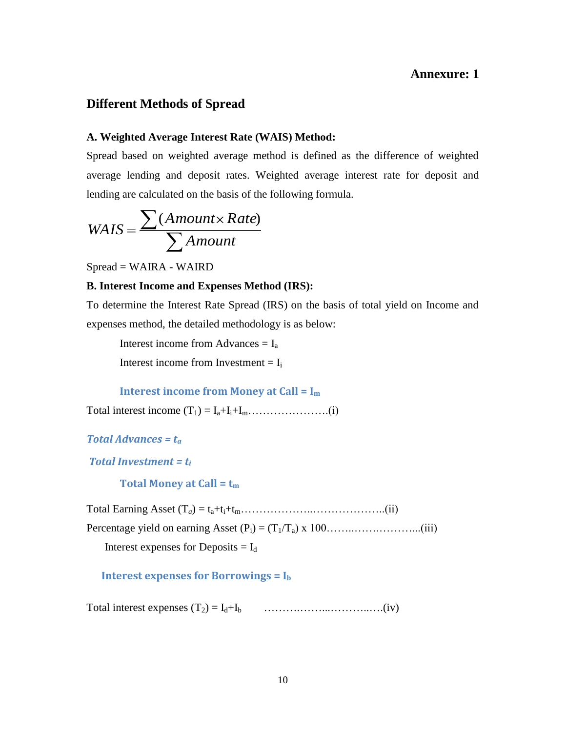**Annexure: 1**

## Different Methods of Spread

### A. Weighted Average Interest Rate (WAIS) Method:

Spread based on weighted average method is defined as the difference of weighted average lending and deposit rates. Weighted average interest rate for deposit and lending are calculated on the basis of the following formula.

$$WAIS = \frac{\sum(Amount \times Rate)}{\sum Amount}$$

Spread = WAIRA - WAIRD

### B. Interest Income and Expenses Method (IRS):

To determine the Interest Rate Spread (IRS) on the basis of total yield on Income and expenses method, the detailed methodology is as below:

Interest income from Advances = $I_a$

Interest income from Investment = $I_i$

**Interest income from Money at Call = $I_m$**

Total interest income ($T_1$) = $I_a$+$I_i$+$I_m$…………………(i)

***Total Advances = $t_a$***

***Total Investment = $t_i$***

**Total Money at Call = $t_m$**

Total Earning Asset ($T_a$) = $t_a$+$t_i$+$t_m$………………..………………..(ii)

Percentage yield on earning Asset ($P_i$) = ($T_1$/$T_a$) x 100……..…….………...(iii)

Interest expenses for Deposits = $I_d$

**Interest expenses for Borrowings = $I_b$**

Total interest expenses ($T_2$) = $I_d$+$I_b$ …….……...………..….(iv)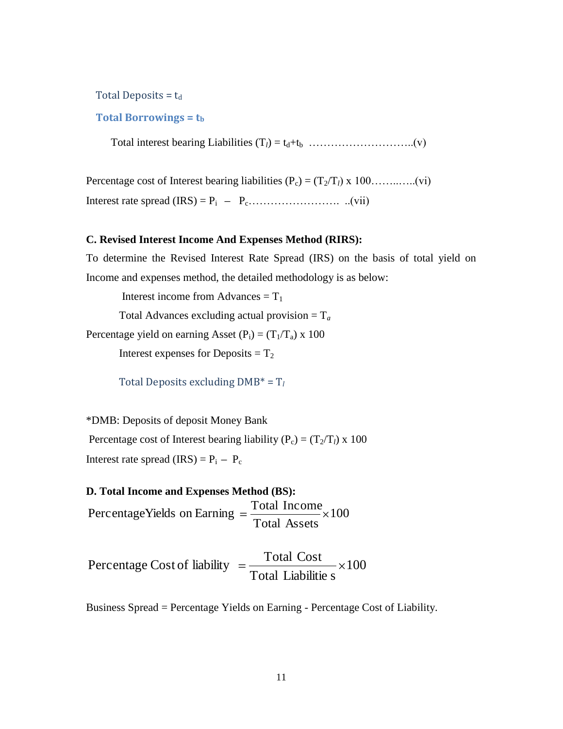Total Deposits = $t_d$

**Total Borrowings = $t_b$**

Total interest bearing Liabilities ($T_l$) = $t_d + t_b$ ………………………..(v)

Percentage cost of Interest bearing liabilities ($P_c$) = ($T_2/T_l$) x 100……..…..(vi)

Interest rate spread (IRS) = $P_i$ – $P_c$…………………… ..(vii)

**C. Revised Interest Income And Expenses Method (RIRS):**

To determine the Revised Interest Rate Spread (IRS) on the basis of total yield on Income and expenses method, the detailed methodology is as below:

Interest income from Advances = $T_1$

Total Advances excluding actual provision = $T_a$

Percentage yield on earning Asset ($P_i$) = ($T_1/T_a$) x 100

Interest expenses for Deposits = $T_2$

Total Deposits excluding DMB* = $T_l$

*DMB: Deposits of deposit Money Bank

Percentage cost of Interest bearing liability ($P_c$) = ($T_2/T_l$) x 100

Interest rate spread (IRS) = $P_i$ – $P_c$

**D. Total Income and Expenses Method (BS):**

$$\text{Percentage Yields on Earning} = \frac{\text{Total Income}}{\text{Total Assets}} \times 100$$

$$\text{Percentage Cost of liability} = \frac{\text{Total Cost}}{\text{Total Liabilities}} \times 100$$

Business Spread = Percentage Yields on Earning - Percentage Cost of Liability.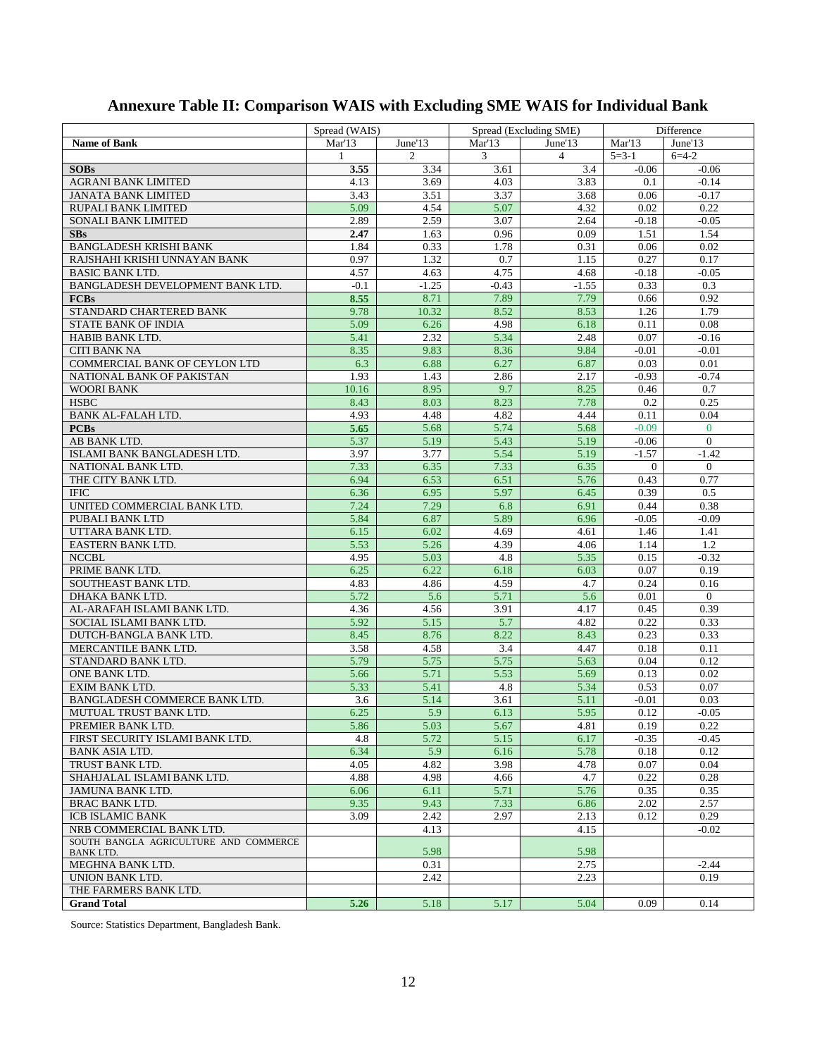# Annexure Table II: Comparison WAIS with Excluding SME WAIS for Individual Bank

| | Spread (WAIS) | | Spread (Excluding SME) | | Difference | |
|---|---|---|---|---|---|---|
| **Name of Bank** | Mar'13 | June'13 | Mar'13 | June'13 | Mar'13 | June'13 |
| | 1 | 2 | 3 | 4 | 5=3-1 | 6=4-2 |
| **SOBs** | **3.55** | 3.34 | 3.61 | 3.4 | -0.06 | -0.06 |
| AGRANI BANK LIMITED | 4.13 | 3.69 | 4.03 | 3.83 | 0.1 | -0.14 |
| JANATA BANK LIMITED | 3.43 | 3.51 | 3.37 | 3.68 | 0.06 | -0.17 |
| RUPALI BANK LIMITED | 5.09 | 4.54 | 5.07 | 4.32 | 0.02 | 0.22 |
| SONALI BANK LIMITED | 2.89 | 2.59 | 3.07 | 2.64 | -0.18 | -0.05 |
| **SBs** | **2.47** | 1.63 | 0.96 | 0.09 | 1.51 | 1.54 |
| BANGLADESH KRISHI BANK | 1.84 | 0.33 | 1.78 | 0.31 | 0.06 | 0.02 |
| RAJSHAHI KRISHI UNNAYAN BANK | 0.97 | 1.32 | 0.7 | 1.15 | 0.27 | 0.17 |
| BASIC BANK LTD. | 4.57 | 4.63 | 4.75 | 4.68 | -0.18 | -0.05 |
| BANGLADESH DEVELOPMENT BANK LTD. | -0.1 | -1.25 | -0.43 | -1.55 | 0.33 | 0.3 |
| **FCBs** | **8.55** | 8.71 | 7.89 | 7.79 | 0.66 | 0.92 |
| STANDARD CHARTERED BANK | 9.78 | 10.32 | 8.52 | 8.53 | 1.26 | 1.79 |
| STATE BANK OF INDIA | 5.09 | 6.26 | 4.98 | 6.18 | 0.11 | 0.08 |
| HABIB BANK LTD. | 5.41 | 2.32 | 5.34 | 2.48 | 0.07 | -0.16 |
| CITI BANK NA | 8.35 | 9.83 | 8.36 | 9.84 | -0.01 | -0.01 |
| COMMERCIAL BANK OF CEYLON LTD | 6.3 | 6.88 | 6.27 | 6.87 | 0.03 | 0.01 |
| NATIONAL BANK OF PAKISTAN | 1.93 | 1.43 | 2.86 | 2.17 | -0.93 | -0.74 |
| WOORI BANK | 10.16 | 8.95 | 9.7 | 8.25 | 0.46 | 0.7 |
| HSBC | 8.43 | 8.03 | 8.23 | 7.78 | 0.2 | 0.25 |
| BANK AL-FALAH LTD. | 4.93 | 4.48 | 4.82 | 4.44 | 0.11 | 0.04 |
| **PCBs** | **5.65** | 5.68 | 5.74 | 5.68 | -0.09 | 0 |
| AB BANK LTD. | 5.37 | 5.19 | 5.43 | 5.19 | -0.06 | 0 |
| ISLAMI BANK BANGLADESH LTD. | 3.97 | 3.77 | 5.54 | 5.19 | -1.57 | -1.42 |
| NATIONAL BANK LTD. | 7.33 | 6.35 | 7.33 | 6.35 | 0 | 0 |
| THE CITY BANK LTD. | 6.94 | 6.53 | 6.51 | 5.76 | 0.43 | 0.77 |
| IFIC | 6.36 | 6.95 | 5.97 | 6.45 | 0.39 | 0.5 |
| UNITED COMMERCIAL BANK LTD. | 7.24 | 7.29 | 6.8 | 6.91 | 0.44 | 0.38 |
| PUBALI BANK LTD | 5.84 | 6.87 | 5.89 | 6.96 | -0.05 | -0.09 |
| UTTARA BANK LTD. | 6.15 | 6.02 | 4.69 | 4.61 | 1.46 | 1.41 |
| EASTERN BANK LTD. | 5.53 | 5.26 | 4.39 | 4.06 | 1.14 | 1.2 |
| NCCBL | 4.95 | 5.03 | 4.8 | 5.35 | 0.15 | -0.32 |
| PRIME BANK LTD. | 6.25 | 6.22 | 6.18 | 6.03 | 0.07 | 0.19 |
| SOUTHEAST BANK LTD. | 4.83 | 4.86 | 4.59 | 4.7 | 0.24 | 0.16 |
| DHAKA BANK LTD. | 5.72 | 5.6 | 5.71 | 5.6 | 0.01 | 0 |
| AL-ARAFAH ISLAMI BANK LTD. | 4.36 | 4.56 | 3.91 | 4.17 | 0.45 | 0.39 |
| SOCIAL ISLAMI BANK LTD. | 5.92 | 5.15 | 5.7 | 4.82 | 0.22 | 0.33 |
| DUTCH-BANGLA BANK LTD. | 8.45 | 8.76 | 8.22 | 8.43 | 0.23 | 0.33 |
| MERCANTILE BANK LTD. | 3.58 | 4.58 | 3.4 | 4.47 | 0.18 | 0.11 |
| STANDARD BANK LTD. | 5.79 | 5.75 | 5.75 | 5.63 | 0.04 | 0.12 |
| ONE BANK LTD. | 5.66 | 5.71 | 5.53 | 5.69 | 0.13 | 0.02 |
| EXIM BANK LTD. | 5.33 | 5.41 | 4.8 | 5.34 | 0.53 | 0.07 |
| BANGLADESH COMMERCE BANK LTD. | 3.6 | 5.14 | 3.61 | 5.11 | -0.01 | 0.03 |
| MUTUAL TRUST BANK LTD. | 6.25 | 5.9 | 6.13 | 5.95 | 0.12 | -0.05 |
| PREMIER BANK LTD. | 5.86 | 5.03 | 5.67 | 4.81 | 0.19 | 0.22 |
| FIRST SECURITY ISLAMI BANK LTD. | 4.8 | 5.72 | 5.15 | 6.17 | -0.35 | -0.45 |
| BANK ASIA LTD. | 6.34 | 5.9 | 6.16 | 5.78 | 0.18 | 0.12 |
| TRUST BANK LTD. | 4.05 | 4.82 | 3.98 | 4.78 | 0.07 | 0.04 |
| SHAHJALAL ISLAMI BANK LTD. | 4.88 | 4.98 | 4.66 | 4.7 | 0.22 | 0.28 |
| JAMUNA BANK LTD. | 6.06 | 6.11 | 5.71 | 5.76 | 0.35 | 0.35 |
| BRAC BANK LTD. | 9.35 | 9.43 | 7.33 | 6.86 | 2.02 | 2.57 |
| ICB ISLAMIC BANK | 3.09 | 2.42 | 2.97 | 2.13 | 0.12 | 0.29 |
| NRB COMMERCIAL BANK LTD. | | 4.13 | | 4.15 | | -0.02 |
| SOUTH BANGLA AGRICULTURE AND COMMERCE BANK LTD. | | 5.98 | | 5.98 | | |
| MEGHNA BANK LTD. | | 0.31 | | 2.75 | | -2.44 |
| UNION BANK LTD. | | 2.42 | | 2.23 | | 0.19 |
| THE FARMERS BANK LTD. | | | | | | |
| **Grand Total** | **5.26** | 5.18 | 5.17 | 5.04 | 0.09 | 0.14 |

Source: Statistics Department, Bangladesh Bank.